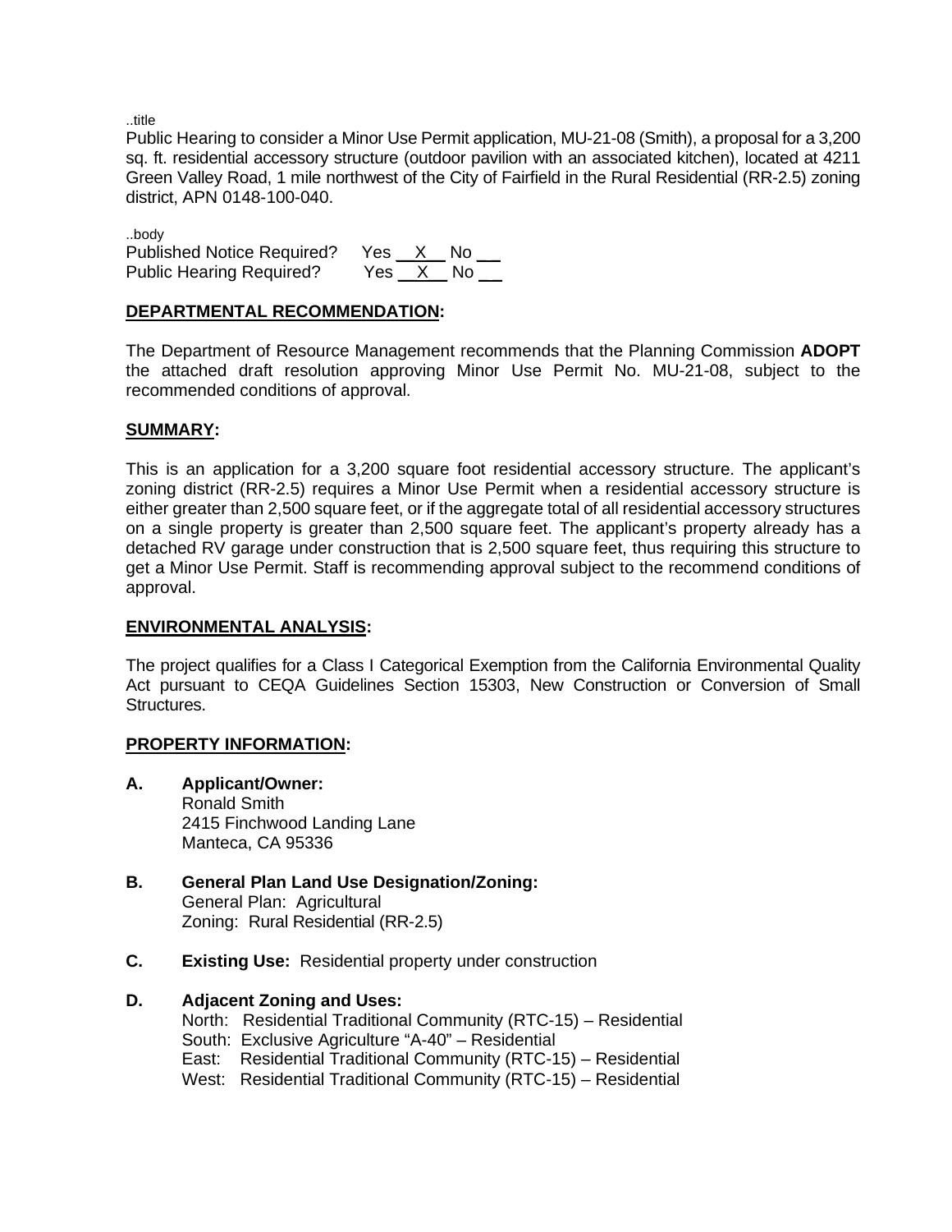..title

Public Hearing to consider a Minor Use Permit application, MU-21-08 (Smith), a proposal for a 3,200 sq. ft. residential accessory structure (outdoor pavilion with an associated kitchen), located at 4211 Green Valley Road, 1 mile northwest of the City of Fairfield in the Rural Residential (RR-2.5) zoning district, APN 0148-100-040.

..body

Published Notice Required? Yes __X__ No ___
Public Hearing Required? Yes __X__ No ___

## DEPARTMENTAL RECOMMENDATION:

The Department of Resource Management recommends that the Planning Commission **ADOPT** the attached draft resolution approving Minor Use Permit No. MU-21-08, subject to the recommended conditions of approval.

## SUMMARY:

This is an application for a 3,200 square foot residential accessory structure. The applicant's zoning district (RR-2.5) requires a Minor Use Permit when a residential accessory structure is either greater than 2,500 square feet, or if the aggregate total of all residential accessory structures on a single property is greater than 2,500 square feet. The applicant's property already has a detached RV garage under construction that is 2,500 square feet, thus requiring this structure to get a Minor Use Permit. Staff is recommending approval subject to the recommend conditions of approval.

## ENVIRONMENTAL ANALYSIS:

The project qualifies for a Class I Categorical Exemption from the California Environmental Quality Act pursuant to CEQA Guidelines Section 15303, New Construction or Conversion of Small Structures.

## PROPERTY INFORMATION:

**A. Applicant/Owner:**
Ronald Smith
2415 Finchwood Landing Lane
Manteca, CA 95336

**B. General Plan Land Use Designation/Zoning:**
General Plan: Agricultural
Zoning: Rural Residential (RR-2.5)

**C. Existing Use:** Residential property under construction

**D. Adjacent Zoning and Uses:**
North: Residential Traditional Community (RTC-15) – Residential
South: Exclusive Agriculture "A-40" – Residential
East: Residential Traditional Community (RTC-15) – Residential
West: Residential Traditional Community (RTC-15) – Residential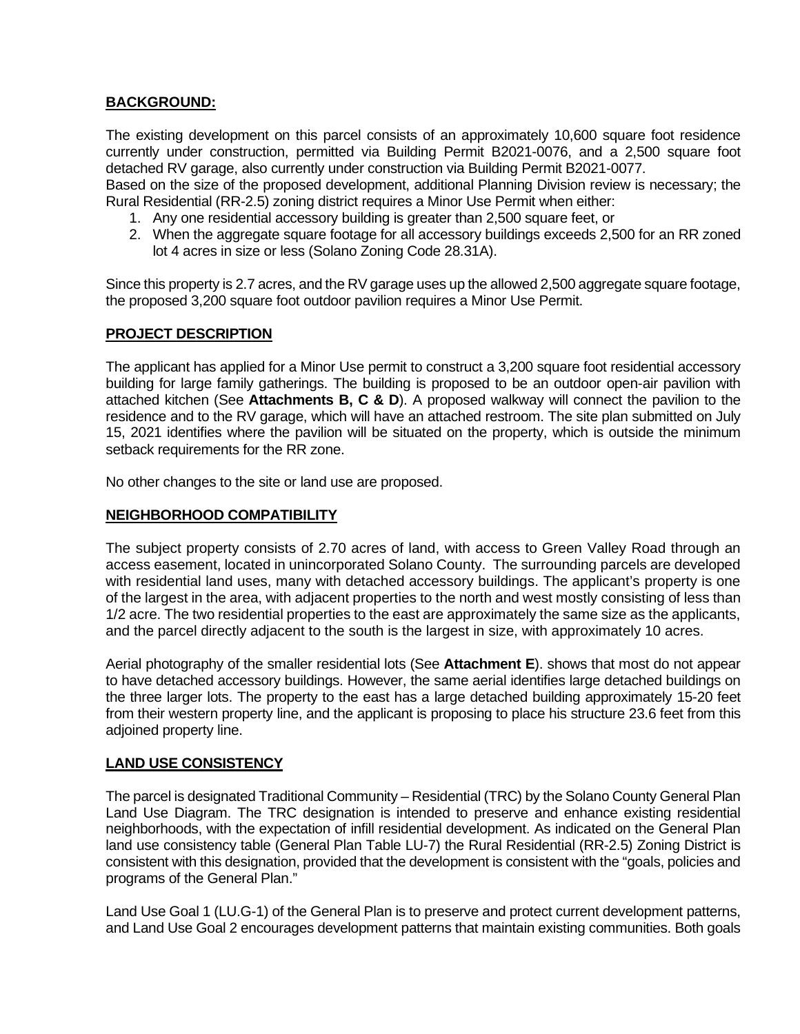## BACKGROUND:

The existing development on this parcel consists of an approximately 10,600 square foot residence currently under construction, permitted via Building Permit B2021-0076, and a 2,500 square foot detached RV garage, also currently under construction via Building Permit B2021-0077.
Based on the size of the proposed development, additional Planning Division review is necessary; the Rural Residential (RR-2.5) zoning district requires a Minor Use Permit when either:

1. Any one residential accessory building is greater than 2,500 square feet, or
2. When the aggregate square footage for all accessory buildings exceeds 2,500 for an RR zoned lot 4 acres in size or less (Solano Zoning Code 28.31A).

Since this property is 2.7 acres, and the RV garage uses up the allowed 2,500 aggregate square footage, the proposed 3,200 square foot outdoor pavilion requires a Minor Use Permit.

## PROJECT DESCRIPTION

The applicant has applied for a Minor Use permit to construct a 3,200 square foot residential accessory building for large family gatherings. The building is proposed to be an outdoor open-air pavilion with attached kitchen (See **Attachments B, C & D**). A proposed walkway will connect the pavilion to the residence and to the RV garage, which will have an attached restroom. The site plan submitted on July 15, 2021 identifies where the pavilion will be situated on the property, which is outside the minimum setback requirements for the RR zone.

No other changes to the site or land use are proposed.

## NEIGHBORHOOD COMPATIBILITY

The subject property consists of 2.70 acres of land, with access to Green Valley Road through an access easement, located in unincorporated Solano County. The surrounding parcels are developed with residential land uses, many with detached accessory buildings. The applicant's property is one of the largest in the area, with adjacent properties to the north and west mostly consisting of less than 1/2 acre. The two residential properties to the east are approximately the same size as the applicants, and the parcel directly adjacent to the south is the largest in size, with approximately 10 acres.

Aerial photography of the smaller residential lots (See **Attachment E**). shows that most do not appear to have detached accessory buildings. However, the same aerial identifies large detached buildings on the three larger lots. The property to the east has a large detached building approximately 15-20 feet from their western property line, and the applicant is proposing to place his structure 23.6 feet from this adjoined property line.

## LAND USE CONSISTENCY

The parcel is designated Traditional Community – Residential (TRC) by the Solano County General Plan Land Use Diagram. The TRC designation is intended to preserve and enhance existing residential neighborhoods, with the expectation of infill residential development. As indicated on the General Plan land use consistency table (General Plan Table LU-7) the Rural Residential (RR-2.5) Zoning District is consistent with this designation, provided that the development is consistent with the "goals, policies and programs of the General Plan."

Land Use Goal 1 (LU.G-1) of the General Plan is to preserve and protect current development patterns, and Land Use Goal 2 encourages development patterns that maintain existing communities. Both goals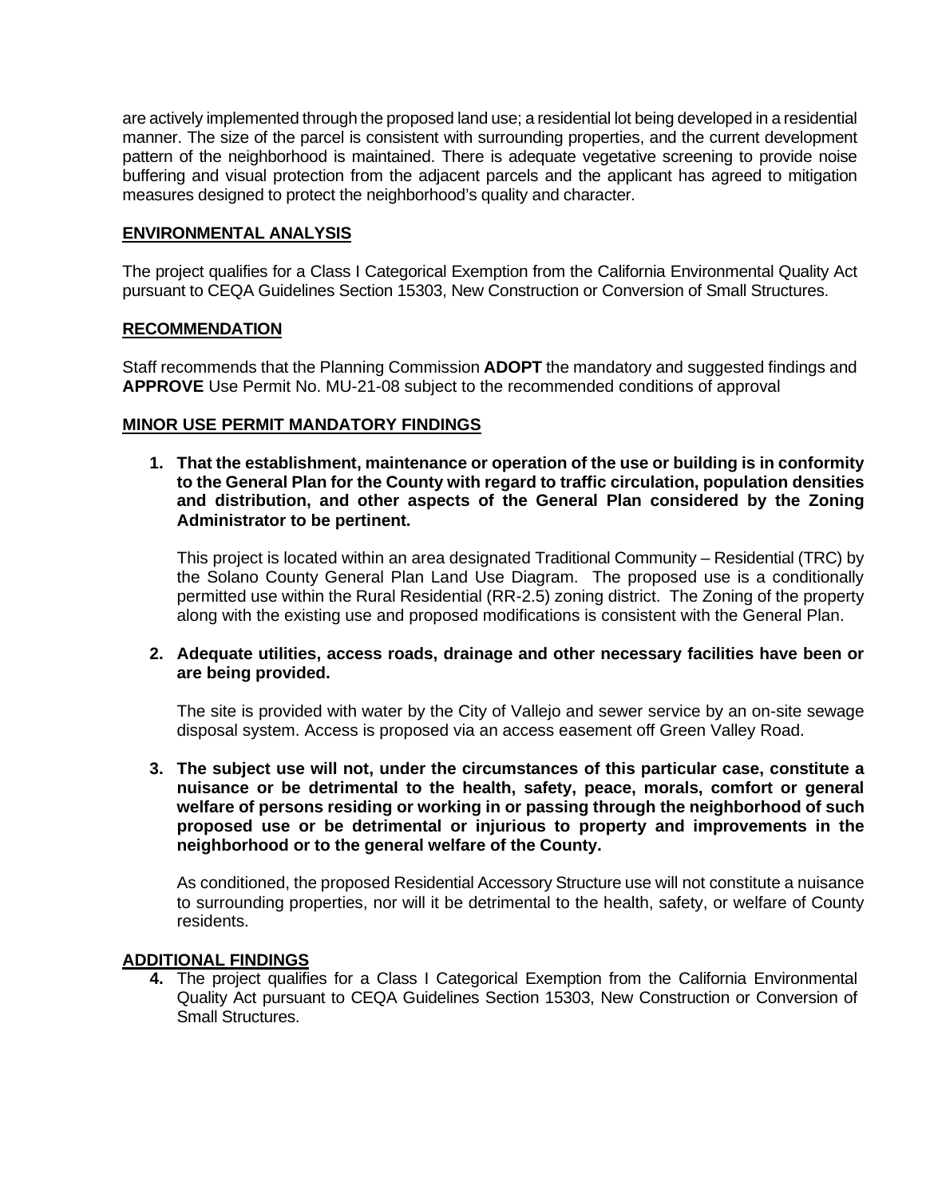are actively implemented through the proposed land use; a residential lot being developed in a residential manner. The size of the parcel is consistent with surrounding properties, and the current development pattern of the neighborhood is maintained. There is adequate vegetative screening to provide noise buffering and visual protection from the adjacent parcels and the applicant has agreed to mitigation measures designed to protect the neighborhood's quality and character.

## ENVIRONMENTAL ANALYSIS

The project qualifies for a Class I Categorical Exemption from the California Environmental Quality Act pursuant to CEQA Guidelines Section 15303, New Construction or Conversion of Small Structures.

## RECOMMENDATION

Staff recommends that the Planning Commission **ADOPT** the mandatory and suggested findings and **APPROVE** Use Permit No. MU-21-08 subject to the recommended conditions of approval

## MINOR USE PERMIT MANDATORY FINDINGS

1. **That the establishment, maintenance or operation of the use or building is in conformity to the General Plan for the County with regard to traffic circulation, population densities and distribution, and other aspects of the General Plan considered by the Zoning Administrator to be pertinent.**

   This project is located within an area designated Traditional Community – Residential (TRC) by the Solano County General Plan Land Use Diagram. The proposed use is a conditionally permitted use within the Rural Residential (RR-2.5) zoning district. The Zoning of the property along with the existing use and proposed modifications is consistent with the General Plan.

2. **Adequate utilities, access roads, drainage and other necessary facilities have been or are being provided.**

   The site is provided with water by the City of Vallejo and sewer service by an on-site sewage disposal system. Access is proposed via an access easement off Green Valley Road.

3. **The subject use will not, under the circumstances of this particular case, constitute a nuisance or be detrimental to the health, safety, peace, morals, comfort or general welfare of persons residing or working in or passing through the neighborhood of such proposed use or be detrimental or injurious to property and improvements in the neighborhood or to the general welfare of the County.**

   As conditioned, the proposed Residential Accessory Structure use will not constitute a nuisance to surrounding properties, nor will it be detrimental to the health, safety, or welfare of County residents.

## ADDITIONAL FINDINGS

4. The project qualifies for a Class I Categorical Exemption from the California Environmental Quality Act pursuant to CEQA Guidelines Section 15303, New Construction or Conversion of Small Structures.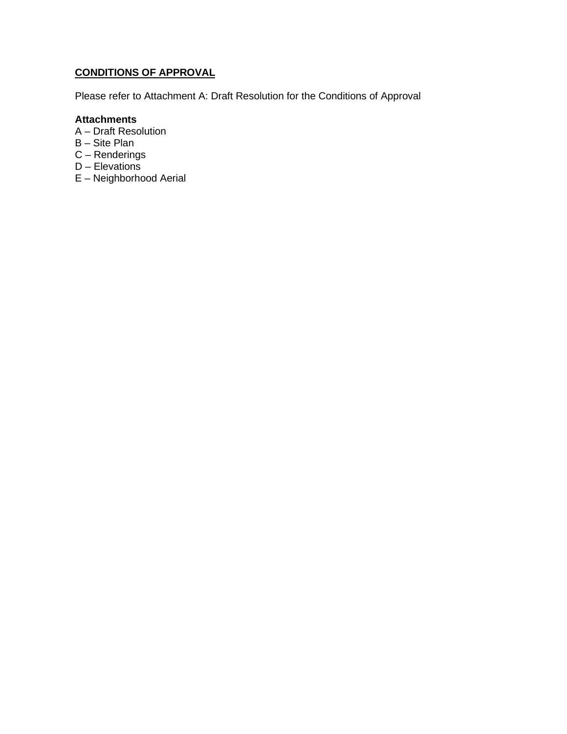**CONDITIONS OF APPROVAL**

Please refer to Attachment A: Draft Resolution for the Conditions of Approval

**Attachments**

A – Draft Resolution
B – Site Plan
C – Renderings
D – Elevations
E – Neighborhood Aerial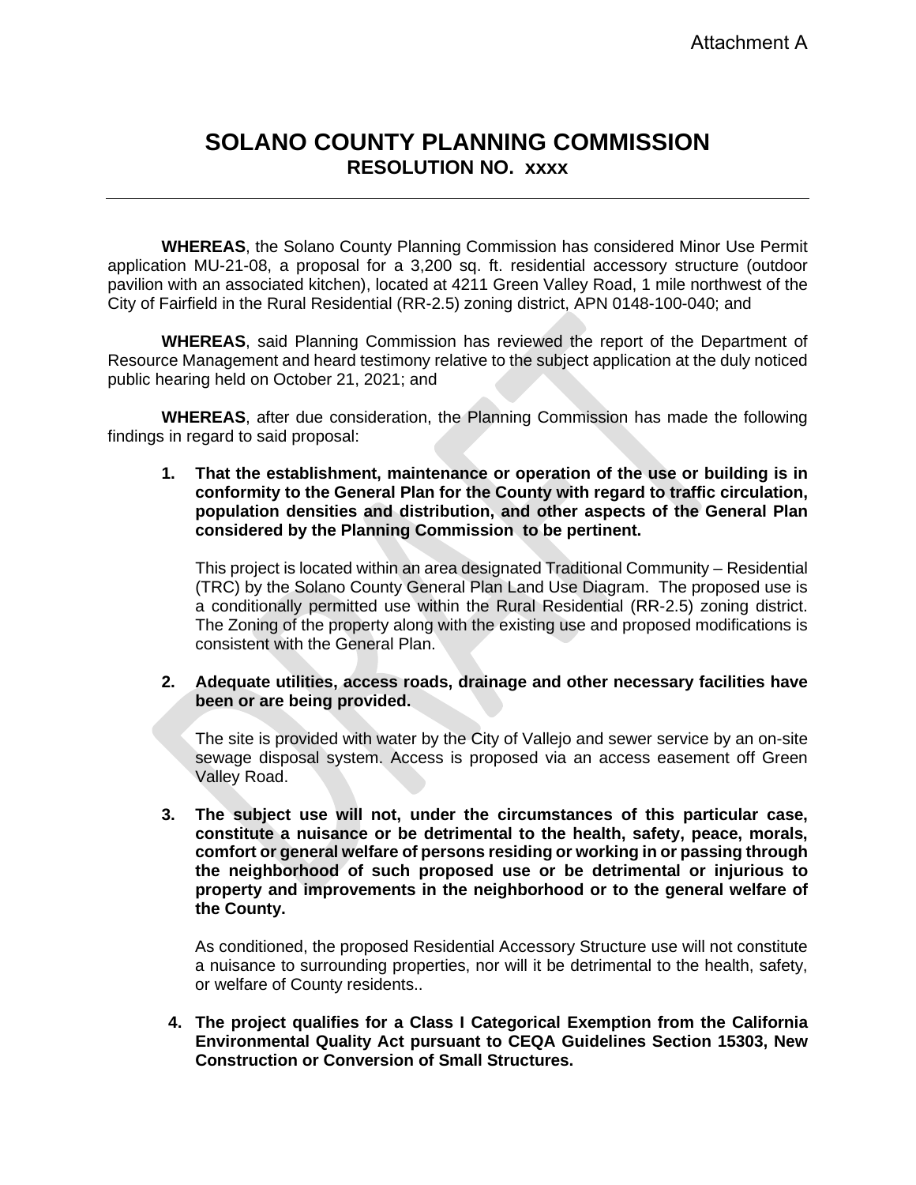Attachment A

# SOLANO COUNTY PLANNING COMMISSION
## RESOLUTION NO. xxxx

---

**WHEREAS**, the Solano County Planning Commission has considered Minor Use Permit application MU-21-08, a proposal for a 3,200 sq. ft. residential accessory structure (outdoor pavilion with an associated kitchen), located at 4211 Green Valley Road, 1 mile northwest of the City of Fairfield in the Rural Residential (RR-2.5) zoning district, APN 0148-100-040; and

**WHEREAS**, said Planning Commission has reviewed the report of the Department of Resource Management and heard testimony relative to the subject application at the duly noticed public hearing held on October 21, 2021; and

**WHEREAS**, after due consideration, the Planning Commission has made the following findings in regard to said proposal:

1. **That the establishment, maintenance or operation of the use or building is in conformity to the General Plan for the County with regard to traffic circulation, population densities and distribution, and other aspects of the General Plan considered by the Planning Commission to be pertinent.**

   This project is located within an area designated Traditional Community – Residential (TRC) by the Solano County General Plan Land Use Diagram. The proposed use is a conditionally permitted use within the Rural Residential (RR-2.5) zoning district. The Zoning of the property along with the existing use and proposed modifications is consistent with the General Plan.

2. **Adequate utilities, access roads, drainage and other necessary facilities have been or are being provided.**

   The site is provided with water by the City of Vallejo and sewer service by an on-site sewage disposal system. Access is proposed via an access easement off Green Valley Road.

3. **The subject use will not, under the circumstances of this particular case, constitute a nuisance or be detrimental to the health, safety, peace, morals, comfort or general welfare of persons residing or working in or passing through the neighborhood of such proposed use or be detrimental or injurious to property and improvements in the neighborhood or to the general welfare of the County.**

   As conditioned, the proposed Residential Accessory Structure use will not constitute a nuisance to surrounding properties, nor will it be detrimental to the health, safety, or welfare of County residents..

4. **The project qualifies for a Class I Categorical Exemption from the California Environmental Quality Act pursuant to CEQA Guidelines Section 15303, New Construction or Conversion of Small Structures.**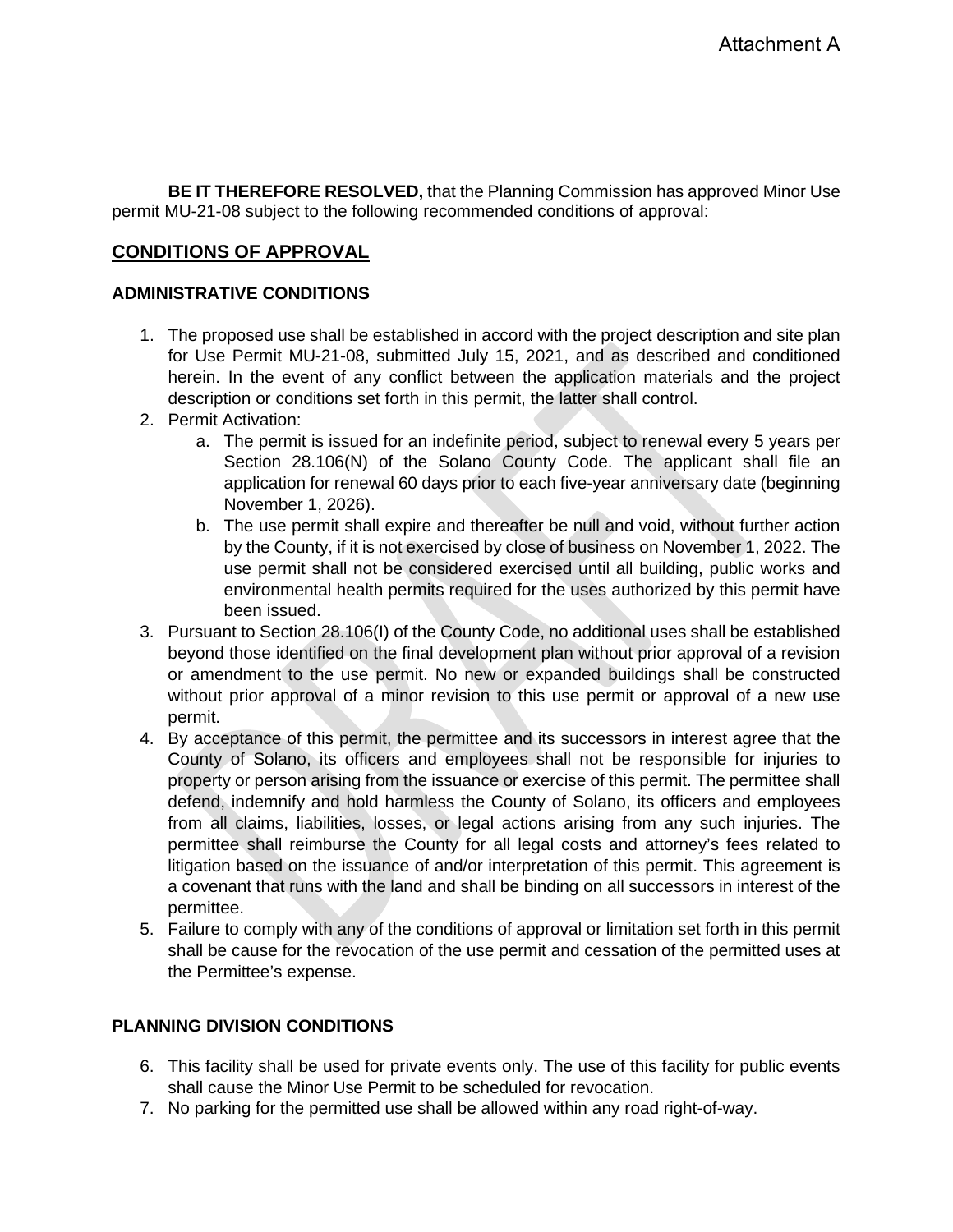Attachment A

**BE IT THEREFORE RESOLVED,** that the Planning Commission has approved Minor Use permit MU-21-08 subject to the following recommended conditions of approval:

## CONDITIONS OF APPROVAL

### ADMINISTRATIVE CONDITIONS

1. The proposed use shall be established in accord with the project description and site plan for Use Permit MU-21-08, submitted July 15, 2021, and as described and conditioned herein. In the event of any conflict between the application materials and the project description or conditions set forth in this permit, the latter shall control.
2. Permit Activation:
   a. The permit is issued for an indefinite period, subject to renewal every 5 years per Section 28.106(N) of the Solano County Code. The applicant shall file an application for renewal 60 days prior to each five-year anniversary date (beginning November 1, 2026).
   b. The use permit shall expire and thereafter be null and void, without further action by the County, if it is not exercised by close of business on November 1, 2022. The use permit shall not be considered exercised until all building, public works and environmental health permits required for the uses authorized by this permit have been issued.
3. Pursuant to Section 28.106(I) of the County Code, no additional uses shall be established beyond those identified on the final development plan without prior approval of a revision or amendment to the use permit. No new or expanded buildings shall be constructed without prior approval of a minor revision to this use permit or approval of a new use permit.
4. By acceptance of this permit, the permittee and its successors in interest agree that the County of Solano, its officers and employees shall not be responsible for injuries to property or person arising from the issuance or exercise of this permit. The permittee shall defend, indemnify and hold harmless the County of Solano, its officers and employees from all claims, liabilities, losses, or legal actions arising from any such injuries. The permittee shall reimburse the County for all legal costs and attorney's fees related to litigation based on the issuance of and/or interpretation of this permit. This agreement is a covenant that runs with the land and shall be binding on all successors in interest of the permittee.
5. Failure to comply with any of the conditions of approval or limitation set forth in this permit shall be cause for the revocation of the use permit and cessation of the permitted uses at the Permittee's expense.

### PLANNING DIVISION CONDITIONS

6. This facility shall be used for private events only. The use of this facility for public events shall cause the Minor Use Permit to be scheduled for revocation.
7. No parking for the permitted use shall be allowed within any road right-of-way.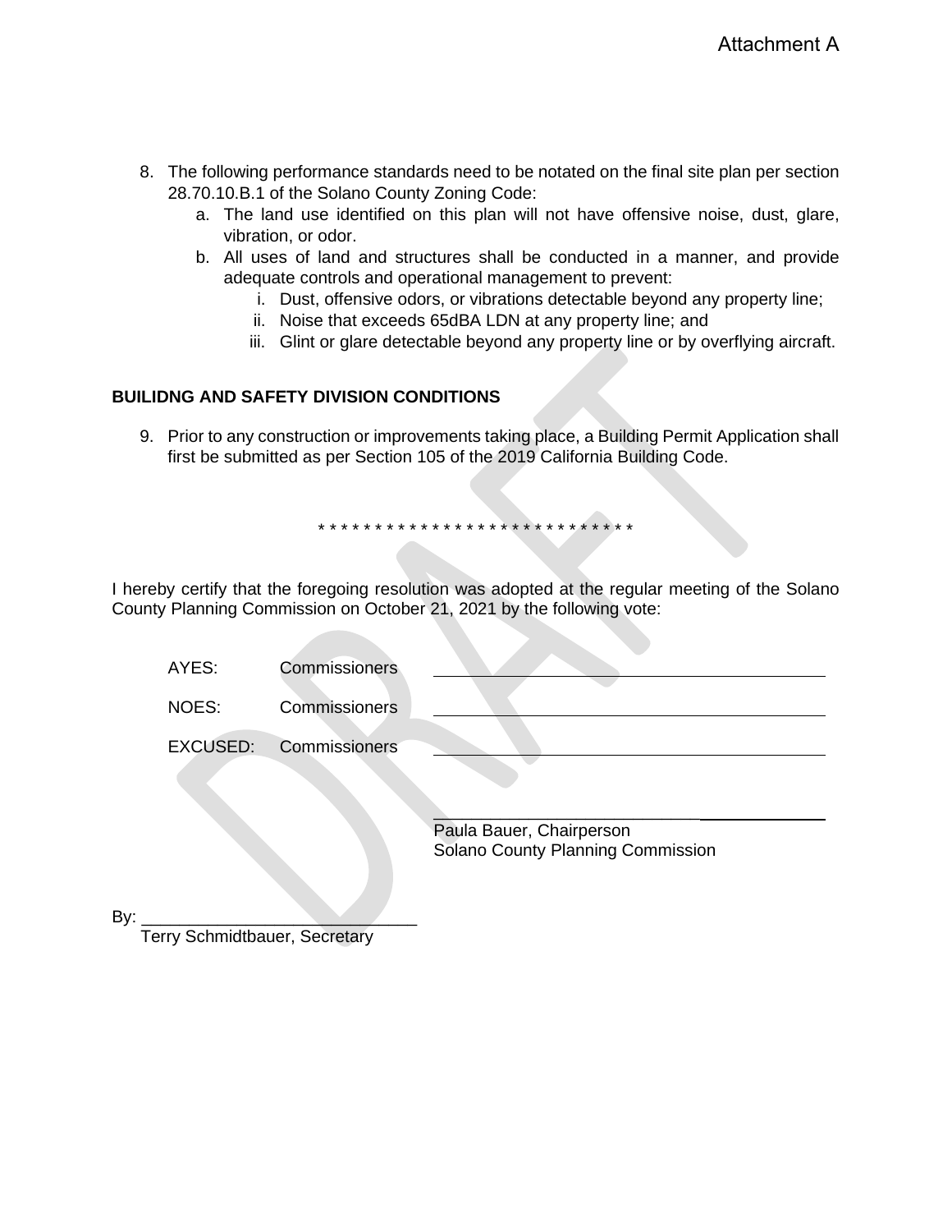Attachment A

8. The following performance standards need to be notated on the final site plan per section 28.70.10.B.1 of the Solano County Zoning Code:
   a. The land use identified on this plan will not have offensive noise, dust, glare, vibration, or odor.
   b. All uses of land and structures shall be conducted in a manner, and provide adequate controls and operational management to prevent:
      i. Dust, offensive odors, or vibrations detectable beyond any property line;
      ii. Noise that exceeds 65dBA LDN at any property line; and
      iii. Glint or glare detectable beyond any property line or by overflying aircraft.

**BUILIDNG AND SAFETY DIVISION CONDITIONS**

9. Prior to any construction or improvements taking place, a Building Permit Application shall first be submitted as per Section 105 of the 2019 California Building Code.

* * * * * * * * * * * * * * * * * * * * * * * * * * * *

I hereby certify that the foregoing resolution was adopted at the regular meeting of the Solano County Planning Commission on October 21, 2021 by the following vote:

AYES: Commissioners ______________________________

NOES: Commissioners ______________________________

EXCUSED: Commissioners ______________________________

______________________________
Paula Bauer, Chairperson
Solano County Planning Commission

By: ______________________________
Terry Schmidtbauer, Secretary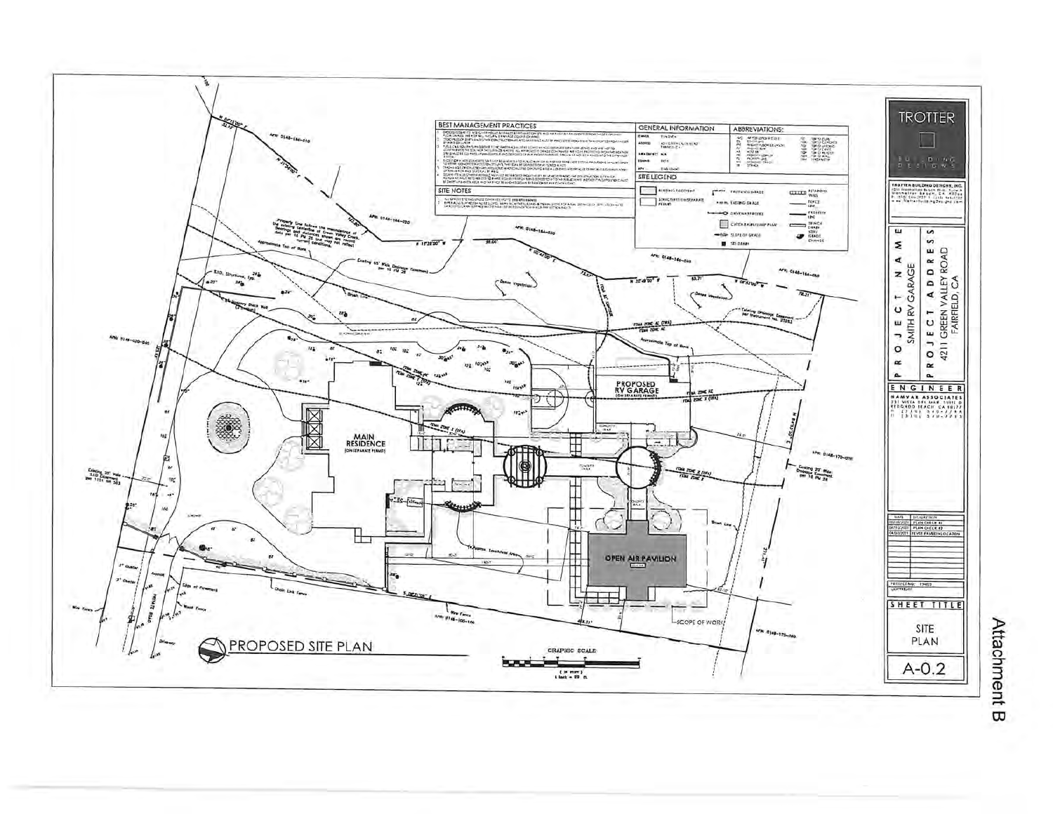# PROPOSED SITE PLAN

## BEST MANAGEMENT PRACTICES

## GENERAL INFORMATION

## ABBREVIATIONS:

## SITE NOTES

## SITE LEGEND

- BUILDING FOOTPRINT
- STRUCTURES ON SEPARATE PERMIT
- PROPOSED GRADE
- EXISTING GRADE
- DRIVEWAY/PROFILE
- CATCH BASIN/SUMP PUMP
- SLOPE OF GRADE
- SED. DRAIN
- RETAINING WALL
- FENCE LINE
- PROPERTY LINE
- TRENCH DRAIN
- STEP/GRADE CHANGE

MAIN RESIDENCE (ON SEPARATE PERMIT)

PROPOSED RV GARAGE (ON SEPARATE PERMIT)

OPEN AIR PAVILION

SCOPE OF WORK

Property line follows the meanderings of the existing centerline of Green Valley Creek. Bearings and distances shown are record data per 16 PM 26 and may not reflect current conditions.

Approximate Top of Bank

Existing 55' Wide Drainage Easement per 16 PM 26

Existing Drainage Easement per Instrument No. 25583

Existing 20' Wide S.I.D Easement per 1101 OR 503

Existing 20' Wide Drainage Easement per 16 PM 26

Dense Vegetation

Brush Line

FEMA ZONE AE (TYP.)

FEMA ZONE X (TYP.)

APN: 0148-184-010

APN: 0148-184-020

APN: 0148-184-030

APN: 0148-184-040

APN: 0148-184-050

APN: 0148-020-040

APN: 0148-170-070

APN: 0148-170-080

APN: 0148-100-100

N 33°15'00" E

N 11°28'00" W

N 10°40'00" E

N 10°49'00" E

N 09°52'00" W

S 86°11'00" E

Chain Link Fence

Wire Fence

Wood Fence

Edge of Pavement

PRIVATE ROAD

Driveway

GRAPHIC SCALE

( IN FEET )
1 inch = 20 ft.

# TROTTER BUILDING DESIGNS

TROTTER BUILDING DESIGNS, INC.

## PROJECT NAME

SMITH RV GARAGE

## PROJECT ADDRESS

4211 GREEN VALLEY ROAD
FAIRFIELD, CA

## ENGINEER

NAMVAR ASSOCIATES

| DATE | DESCRIPTION |
|---|---|
| 03/18/2021 | PLAN CHECK #1 |
| 04/15/2021 | PLAN CHECK #2 |
| 06/03/2021 | REVISE PAVILION LOCATION |

## SHEET TITLE

SITE PLAN

A-0.2

Attachment B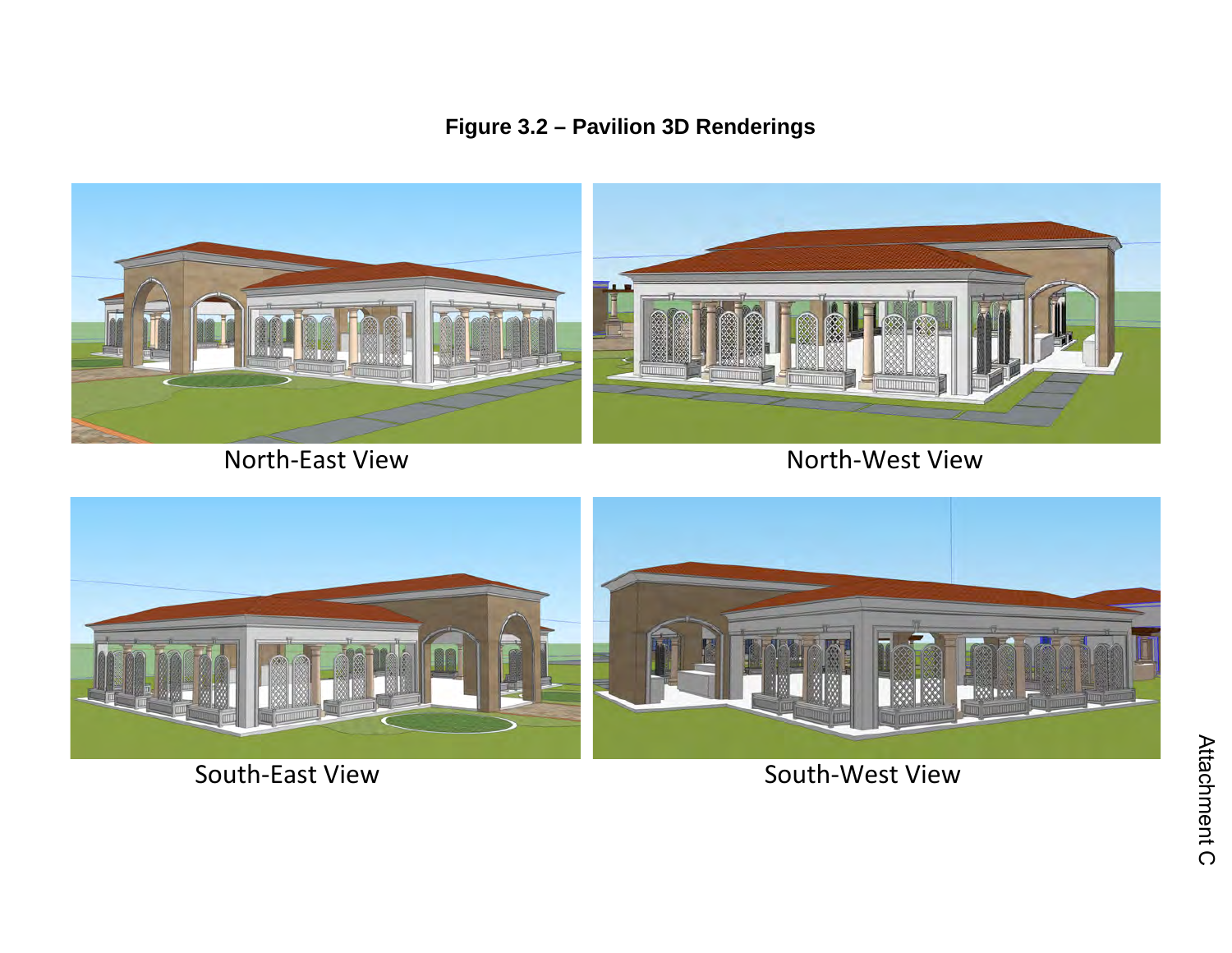**Figure 3.2 – Pavilion 3D Renderings**

North-East View

North-West View

South-East View

South-West View

Attachment C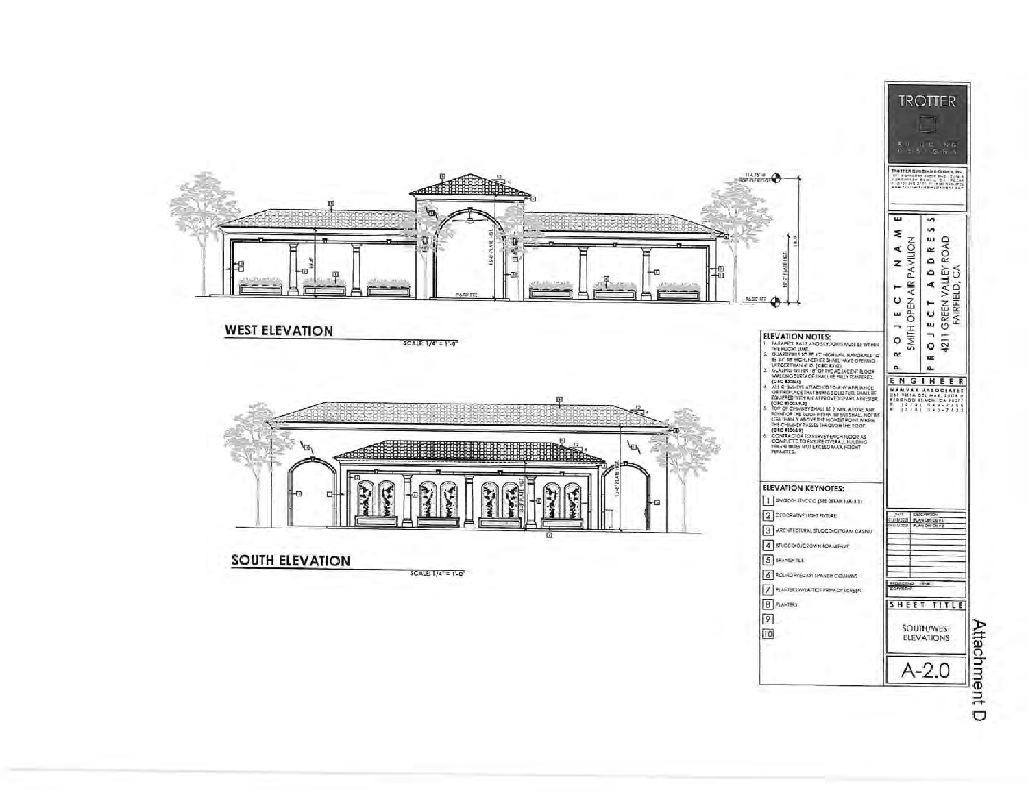## WEST ELEVATION

SCALE: 1/4" = 1'-0"

114.75' ± TOP OF RIDGE

15'-8" PLATE HGT.

10'-0" PLATE HGT.

18'-9"

96.00' FFE

96.00' FFE

## SOUTH ELEVATION

SCALE: 1/4" = 1'-0"

10'-8" PLATE HGT.

15'-8" PLATE HGT.

### ELEVATION NOTES:

1. PARAPETS, RAILS AND SKYLIGHTS MUSE BE WITHIN THE HEIGHT LIMIT.
2. GUARDRAILS TO BE 42" HIGH MIN. HANDRAILS TO BE 34"-38" HIGH. NEITHER SHALL HAVE OPENING LARGER THAN 4" Ø. (CBC 1012)
3. GLAZING WITHIN 18" OF THE ADJACENT FLOOR WALKING SURFACE SHALL BE FULLY TEMPERED. (CBC R308.4)
4. ALL CHIMNEYS ATTACHED TO ANY APPLIANCE OR FIREPLACE THAT BURNS SOLID FUEL SHALL BE EQUIPPED WITH AN APPROVED SPARK ARRESTER. (CBC R1003.9.2)
5. TOP OF CHIMNEY SHALL BE 2' MIN. ABOVE ANY POINT OF THE ROOF WITHIN 10' BUT SHALL NOT BE LESS THAN 3' ABOVE THE HIGHEST POINT WHERE THE CHIMNEY PASSES THROUGH THE ROOF. (CBC R1003.9)
6. CONTRACTOR TO SURVEY EACH FLOOR AS COMPLETED TO ENSURE OVERALL BUILDING HEIGHT DOES NOT EXCEED MAX. HEIGHT PERMITTED.

### ELEVATION KEYNOTES:

1. SMOOTH STUCCO (SEE DETAIL 1/A-1.3)
2. DECORATIVE LIGHT FIXTURE
3. ARCHITECTURAL STUCCO O/FOAM CASING
4. STUCCO O/CROWN FOAM EAVE
5. SPANISH TILE
6. ROUND PRECAST SPANISH COLUMNS
7. PLANTERS W/LATTICE PRIVACY SCREEN
8. PLANTERS
9.
10.

**TROTTER** BUILDING DESIGNS

TROTTER BUILDING DESIGNS, INC.

PROJECT NAME: SMITH OPEN AIR PAVILION

PROJECT ADDRESS: 4211 GREEN VALLEY ROAD, FAIRFIELD, CA

ENGINEER: NAMVAR ASSOCIATES, 251 VISTA DEL MAR, SUITE D, REDONDO BEACH, CA 90277

| DATE | DESCRIPTION |
|---|---|
| 01/18/2021 | PLANCHECK #1 |
| 04/13/2021 | PLANCHECK #2 |

PROJECT NO: 18-901

SHEET TITLE: SOUTH/WEST ELEVATIONS

A-2.0

Attachment D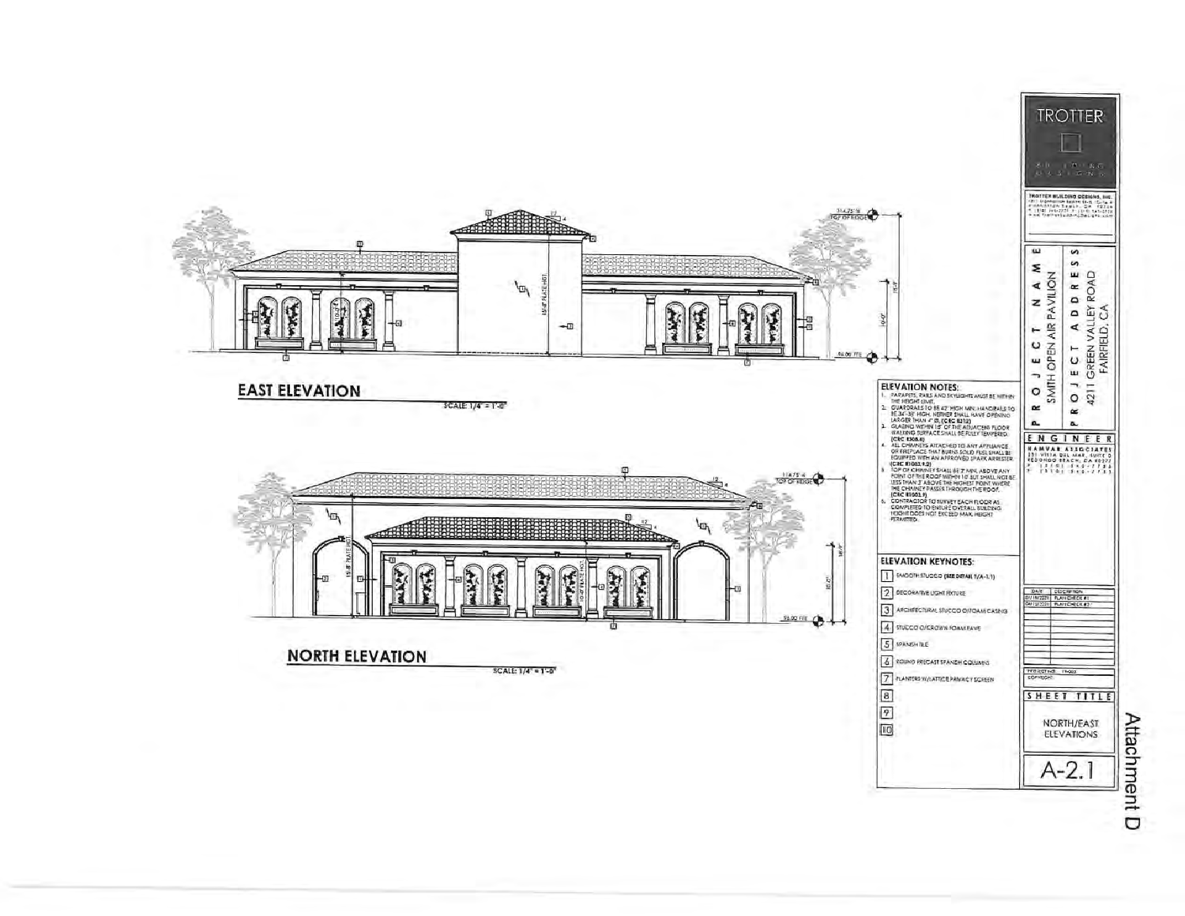## EAST ELEVATION

SCALE: 1/4" = 1'-0"

## NORTH ELEVATION

SCALE: 1/4" = 1'-0"

### ELEVATION NOTES:

1. PARAPETS, RAILS AND SKYLIGHTS MUST BE WITHIN THE HEIGHT LIMIT.
2. GUARDRAILS TO BE 42" HIGH MIN. HANDRAILS TO BE 34"-38" HIGH. NEITHER SHALL HAVE OPENING LARGER THAN 4" Ø. (CBC R312)
3. GLAZING WITHIN 18" OF THE ADJACENT FLOOR WALKING SURFACE SHALL BE FULLY TEMPERED. (CBC R308.4)
4. ALL CHIMNEYS ATTACHED TO ANY APPLIANCE OR FIREPLACE THAT BURNS SOLID FUEL SHALL BE EQUIPPED WITH AN APPROVED SPARK ARRESTER. (CRC R1003.9.2)
5. TOP OF CHIMNEY SHALL BE 2' MIN. ABOVE ANY POINT OF THE ROOF WITHIN 10' BUT SHALL NOT BE LESS THAN 3' ABOVE THE HIGHEST POINT WHERE THE CHIMNEY PASSES THROUGH THE ROOF. (CRC R1003.9)
6. CONTRACTOR TO SURVEY EACH FLOOR AS COMPLETED TO ENSURE OVERALL BUILDING HEIGHT DOES NOT EXCEED MAX. HEIGHT PERMITTED.

### ELEVATION KEYNOTES:

1. SMOOTH STUCCO (SEE DETAIL 1/A-1.1)
2. DECORATIVE LIGHT FIXTURE
3. ARCHITECTURAL STUCCO O/FOAM CASING
4. STUCCO O/CROWN FOAM EAVE
5. SPANISH TILE
6. ROUND PRECAST SPANISH COLUMNS
7. PLANTERS W/LATTICE PRIVACY SCREEN
8.
9.
10.

TROTTER BUILDING DESIGNS

TROTTER BUILDING DESIGNS, INC.

PROJECT NAME: SMITH OPEN AIR PAVILION

PROJECT ADDRESS: 4211 GREEN VALLEY ROAD, FAIRFIELD, CA

ENGINEER: NAMVAR ASSOCIATES, 251 VISTA DEL MAR, SUITE D, REDONDO BEACH, CA 90277

| DATE | DESCRIPTION |
|---|---|
| | PLAN CHECK #1 |
| | PLAN CHECK #2 |

SHEET TITLE: NORTH/EAST ELEVATIONS

A-2.1

Attachment D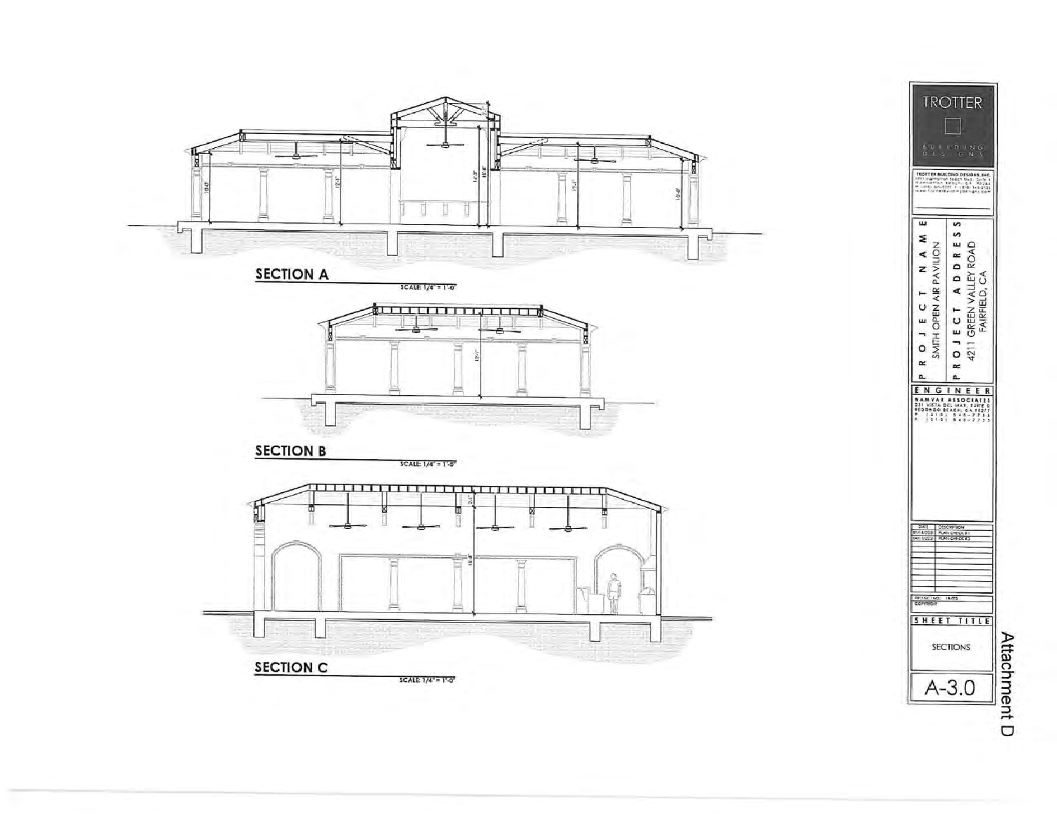## SECTION A

SCALE: 1/4" = 1'-0"

10'-0" 12'-1" 14'-5" 15'-8" 12'-1" 10'-0"

## SECTION B

SCALE: 1/4" = 1'-0"

12'-1"

## SECTION C

SCALE: 1/4" = 1'-0"

2'-1" 15'-8"

TROTTER

BUILDING DESIGNS

TROTTER BUILDING DESIGNS, INC.

PROJECT NAME

SMITH OPEN AIR PAVILION

PROJECT ADDRESS

4211 GREEN VALLEY ROAD
FAIRFIELD, CA

ENGINEER

NAMVAR ASSOCIATES
231 VISTA DEL MAR, SUITE D
REDONDO BEACH, CA 90277
P: (310) 540-7755
F: (310) 540-7735

| DATE | DESCRIPTION |
|---|---|
| 01/18/2021 | PLAN CHECK #1 |
| 04/15/2021 | PLAN CHECK #2 |

PROJECT NO.: 18-073

COPYRIGHT

SHEET TITLE

SECTIONS

A-3.0

Attachment D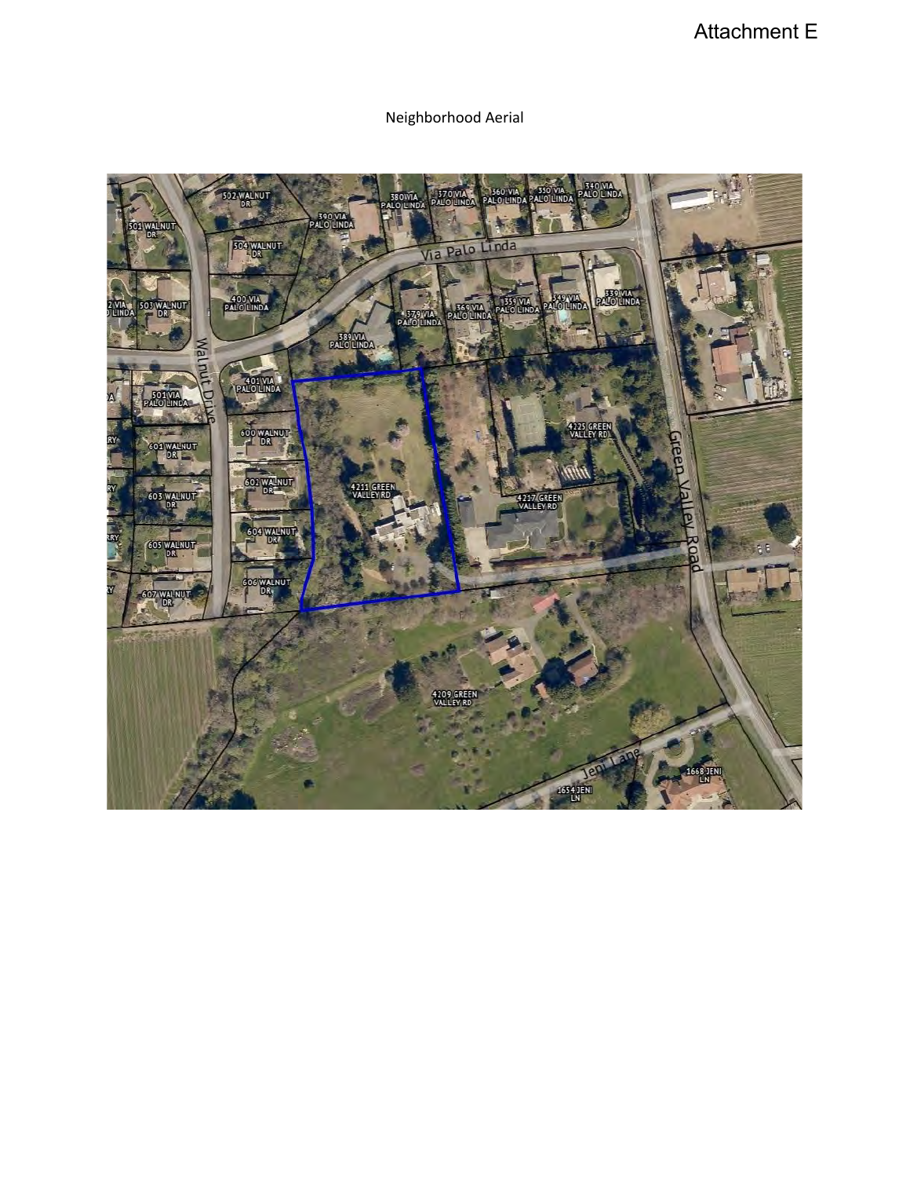Attachment E

Neighborhood Aerial

502 WALNUT DR
501 WALNUT DR
390 VIA PALO LINDA
380 VIA PALO LINDA
370 VIA PALO LINDA
360 VIA PALO LINDA
350 VIA PALO LINDA
340 VIA PALO LINDA
504 WALNUT DR
Via Palo Linda
400 VIA PALO LINDA
503 WALNUT DR
379 VIA PALO LINDA
369 VIA PALO LINDA
359 VIA PALO LINDA
349 VIA PALO LINDA
339 VIA PALO LINDA
389 VIA PALO LINDA
Walnut Drive
401 VIA PALO LINDA
501 VIA PALO LINDA
600 WALNUT DR
601 WALNUT DR
4225 GREEN VALLEY RD
4211 GREEN VALLEY RD
602 WALNUT DR
603 WALNUT DR
4217 GREEN VALLEY RD
Green Valley Road
604 WALNUT DR
605 WALNUT DR
606 WALNUT DR
607 WALNUT DR
4209 GREEN VALLEY RD
Jeni Lane
1668 JENI LN
1654 JENI LN